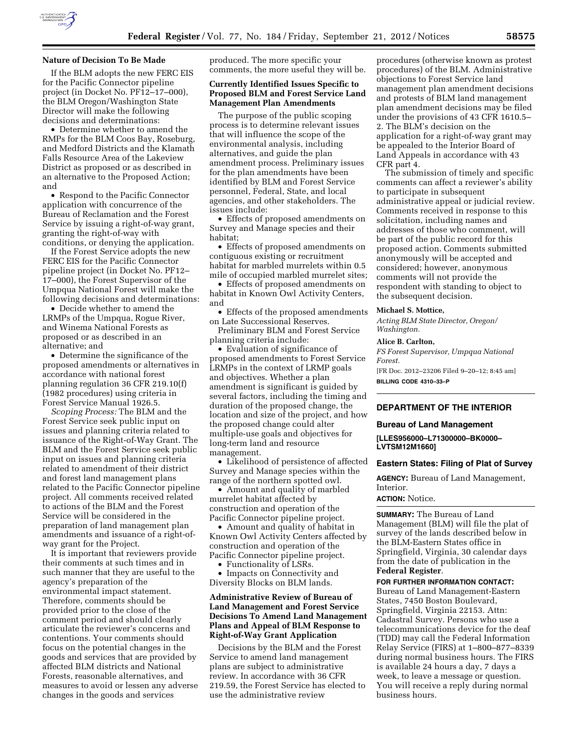### Nature of Decision To Be Made

If the BLM adopts the new FERC EIS for the Pacific Connector pipeline project (in Docket No. PF12–17–000), the BLM Oregon/Washington State Director will make the following decisions and determinations:

- Determine whether to amend the RMPs for the BLM Coos Bay, Roseburg, and Medford Districts and the Klamath Falls Resource Area of the Lakeview District as proposed or as described in an alternative to the Proposed Action; and
- Respond to the Pacific Connector application with concurrence of the Bureau of Reclamation and the Forest Service by issuing a right-of-way grant, granting the right-of-way with conditions, or denying the application.

If the Forest Service adopts the new FERC EIS for the Pacific Connector pipeline project (in Docket No. PF12–17–000), the Forest Supervisor of the Umpqua National Forest will make the following decisions and determinations:

- Decide whether to amend the LRMPs of the Umpqua, Rogue River, and Winema National Forests as proposed or as described in an alternative; and
- Determine the significance of the proposed amendments or alternatives in accordance with national forest planning regulation 36 CFR 219.10(f) (1982 procedures) using criteria in Forest Service Manual 1926.5.

*Scoping Process:* The BLM and the Forest Service seek public input on issues and planning criteria related to issuance of the Right-of-Way Grant. The BLM and the Forest Service seek public input on issues and planning criteria related to amendment of their district and forest land management plans related to the Pacific Connector pipeline project. All comments received related to actions of the BLM and the Forest Service will be considered in the preparation of land management plan amendments and issuance of a right-of-way grant for the Project.

It is important that reviewers provide their comments at such times and in such manner that they are useful to the agency's preparation of the environmental impact statement. Therefore, comments should be provided prior to the close of the comment period and should clearly articulate the reviewer's concerns and contentions. Your comments should focus on the potential changes in the goods and services that are provided by affected BLM districts and National Forests, reasonable alternatives, and measures to avoid or lessen any adverse changes in the goods and services produced. The more specific your comments, the more useful they will be.

### Currently Identified Issues Specific to Proposed BLM and Forest Service Land Management Plan Amendments

The purpose of the public scoping process is to determine relevant issues that will influence the scope of the environmental analysis, including alternatives, and guide the plan amendment process. Preliminary issues for the plan amendments have been identified by BLM and Forest Service personnel, Federal, State, and local agencies, and other stakeholders. The issues include:

- Effects of proposed amendments on Survey and Manage species and their habitat;
- Effects of proposed amendments on contiguous existing or recruitment habitat for marbled murrelets within 0.5 mile of occupied marbled murrelet sites;
- Effects of proposed amendments on habitat in Known Owl Activity Centers, and
- Effects of the proposed amendments on Late Successional Reserves.

Preliminary BLM and Forest Service planning criteria include:

- Evaluation of significance of proposed amendments to Forest Service LRMPs in the context of LRMP goals and objectives. Whether a plan amendment is significant is guided by several factors, including the timing and duration of the proposed change, the location and size of the project, and how the proposed change could alter multiple-use goals and objectives for long-term land and resource management.
- Likelihood of persistence of affected Survey and Manage species within the range of the northern spotted owl.
- Amount and quality of marbled murrelet habitat affected by construction and operation of the Pacific Connector pipeline project.
- Amount and quality of habitat in Known Owl Activity Centers affected by construction and operation of the Pacific Connector pipeline project.
- Functionality of LSRs.
- Impacts on Connectivity and Diversity Blocks on BLM lands.

### Administrative Review of Bureau of Land Management and Forest Service Decisions To Amend Land Management Plans and Appeal of BLM Response to Right-of-Way Grant Application

Decisions by the BLM and the Forest Service to amend land management plans are subject to administrative review. In accordance with 36 CFR 219.59, the Forest Service has elected to use the administrative review procedures (otherwise known as protest procedures) of the BLM. Administrative objections to Forest Service land management plan amendment decisions and protests of BLM land management plan amendment decisions may be filed under the provisions of 43 CFR 1610.5–2. The BLM's decision on the application for a right-of-way grant may be appealed to the Interior Board of Land Appeals in accordance with 43 CFR part 4.

The submission of timely and specific comments can affect a reviewer's ability to participate in subsequent administrative appeal or judicial review. Comments received in response to this solicitation, including names and addresses of those who comment, will be part of the public record for this proposed action. Comments submitted anonymously will be accepted and considered; however, anonymous comments will not provide the respondent with standing to object to the subsequent decision.

**Michael S. Mottice,**

*Acting BLM State Director, Oregon/Washington.*

**Alice B. Carlton,**

*FS Forest Supervisor, Umpqua National Forest.*

[FR Doc. 2012–23206 Filed 9–20–12; 8:45 am]

**BILLING CODE 4310–33–P**

## DEPARTMENT OF THE INTERIOR

### Bureau of Land Management

**[LLES956000–L71300000–BK0000–LVTSM12M1660]**

### Eastern States: Filing of Plat of Survey

**AGENCY:** Bureau of Land Management, Interior.

**ACTION:** Notice.

**SUMMARY:** The Bureau of Land Management (BLM) will file the plat of survey of the lands described below in the BLM-Eastern States office in Springfield, Virginia, 30 calendar days from the date of publication in the **Federal Register**.

**FOR FURTHER INFORMATION CONTACT:** Bureau of Land Management-Eastern States, 7450 Boston Boulevard, Springfield, Virginia 22153. Attn: Cadastral Survey. Persons who use a telecommunications device for the deaf (TDD) may call the Federal Information Relay Service (FIRS) at 1–800–877–8339 during normal business hours. The FIRS is available 24 hours a day, 7 days a week, to leave a message or question. You will receive a reply during normal business hours.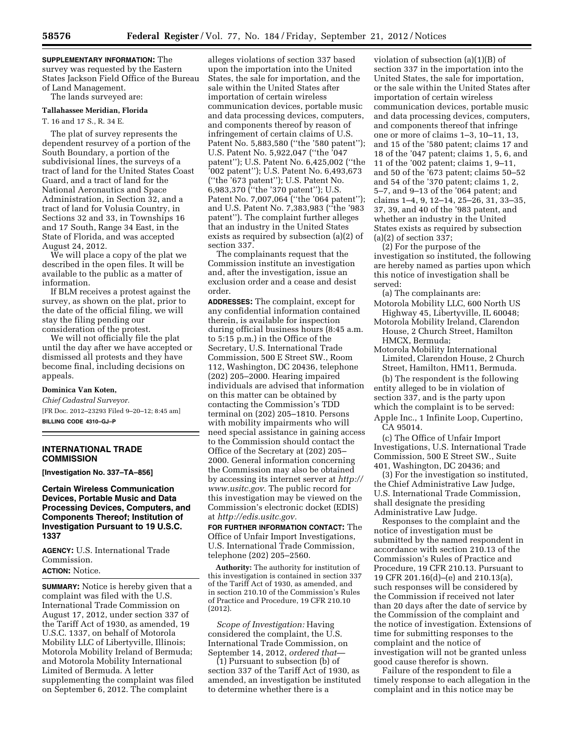**SUPPLEMENTARY INFORMATION:** The survey was requested by the Eastern States Jackson Field Office of the Bureau of Land Management.

The lands surveyed are:

**Tallahassee Meridian, Florida**

T. 16 and 17 S., R. 34 E.

The plat of survey represents the dependent resurvey of a portion of the South Boundary, a portion of the subdivisional lines, the surveys of a tract of land for the United States Coast Guard, and a tract of land for the National Aeronautics and Space Administration, in Section 32, and a tract of land for Volusia Country, in Sections 32 and 33, in Townships 16 and 17 South, Range 34 East, in the State of Florida, and was accepted August 24, 2012.

We will place a copy of the plat we described in the open files. It will be available to the public as a matter of information.

If BLM receives a protest against the survey, as shown on the plat, prior to the date of the official filing, we will stay the filing pending our consideration of the protest.

We will not officially file the plat until the day after we have accepted or dismissed all protests and they have become final, including decisions on appeals.

**Dominica Van Koten,**

*Chief Cadastral Surveyor.*

[FR Doc. 2012–23293 Filed 9–20–12; 8:45 am]

**BILLING CODE 4310–GJ–P**

## INTERNATIONAL TRADE COMMISSION

**[Investigation No. 337–TA–856]**

## Certain Wireless Communication Devices, Portable Music and Data Processing Devices, Computers, and Components Thereof; Institution of Investigation Pursuant to 19 U.S.C. 1337

**AGENCY:** U.S. International Trade Commission.

**ACTION:** Notice.

**SUMMARY:** Notice is hereby given that a complaint was filed with the U.S. International Trade Commission on August 17, 2012, under section 337 of the Tariff Act of 1930, as amended, 19 U.S.C. 1337, on behalf of Motorola Mobility LLC of Libertyville, Illinois; Motorola Mobility Ireland of Bermuda; and Motorola Mobility International Limited of Bermuda. A letter supplementing the complaint was filed on September 6, 2012. The complaint alleges violations of section 337 based upon the importation into the United States, the sale for importation, and the sale within the United States after importation of certain wireless communication devices, portable music and data processing devices, computers, and components thereof by reason of infringement of certain claims of U.S. Patent No. 5,883,580 (''the '580 patent''); U.S. Patent No. 5,922,047 (''the '047 patent''); U.S. Patent No. 6,425,002 (''the '002 patent''); U.S. Patent No. 6,493,673 (''the '673 patent''); U.S. Patent No. 6,983,370 (''the '370 patent''); U.S. Patent No. 7,007,064 (''the '064 patent''); and U.S. Patent No. 7,383,983 (''the '983 patent''). The complaint further alleges that an industry in the United States exists as required by subsection (a)(2) of section 337.

The complainants request that the Commission institute an investigation and, after the investigation, issue an exclusion order and a cease and desist order.

**ADDRESSES:** The complaint, except for any confidential information contained therein, is available for inspection during official business hours (8:45 a.m. to 5:15 p.m.) in the Office of the Secretary, U.S. International Trade Commission, 500 E Street SW., Room 112, Washington, DC 20436, telephone (202) 205–2000. Hearing impaired individuals are advised that information on this matter can be obtained by contacting the Commission's TDD terminal on (202) 205–1810. Persons with mobility impairments who will need special assistance in gaining access to the Commission should contact the Office of the Secretary at (202) 205–2000. General information concerning the Commission may also be obtained by accessing its internet server at *http://www.usitc.gov.* The public record for this investigation may be viewed on the Commission's electronic docket (EDIS) at *http://edis.usitc.gov.*

**FOR FURTHER INFORMATION CONTACT:** The Office of Unfair Import Investigations, U.S. International Trade Commission, telephone (202) 205–2560.

**Authority:** The authority for institution of this investigation is contained in section 337 of the Tariff Act of 1930, as amended, and in section 210.10 of the Commission's Rules of Practice and Procedure, 19 CFR 210.10 (2012).

*Scope of Investigation:* Having considered the complaint, the U.S. International Trade Commission, on September 14, 2012, *ordered that*—

(1) Pursuant to subsection (b) of section 337 of the Tariff Act of 1930, as amended, an investigation be instituted to determine whether there is a violation of subsection (a)(1)(B) of section 337 in the importation into the United States, the sale for importation, or the sale within the United States after importation of certain wireless communication devices, portable music and data processing devices, computers, and components thereof that infringe one or more of claims 1–3, 10–11, 13, and 15 of the '580 patent; claims 17 and 18 of the '047 patent; claims 1, 5, 6, and 11 of the '002 patent; claims 1, 9–11, and 50 of the '673 patent; claims 50–52 and 54 of the '370 patent; claims 1, 2, 5–7, and 9–13 of the '064 patent; and claims 1–4, 9, 12–14, 25–26, 31, 33–35, 37, 39, and 40 of the '983 patent, and whether an industry in the United States exists as required by subsection (a)(2) of section 337;

(2) For the purpose of the investigation so instituted, the following are hereby named as parties upon which this notice of investigation shall be served:

(a) The complainants are:

Motorola Mobility LLC, 600 North US Highway 45, Libertyville, IL 60048;

Motorola Mobility Ireland, Clarendon House, 2 Church Street, Hamilton HMCX, Bermuda;

Motorola Mobility International Limited, Clarendon House, 2 Church Street, Hamilton, HM11, Bermuda.

(b) The respondent is the following entity alleged to be in violation of section 337, and is the party upon which the complaint is to be served:

Apple Inc., 1 Infinite Loop, Cupertino, CA 95014.

(c) The Office of Unfair Import Investigations, U.S. International Trade Commission, 500 E Street SW., Suite 401, Washington, DC 20436; and

(3) For the investigation so instituted, the Chief Administrative Law Judge, U.S. International Trade Commission, shall designate the presiding Administrative Law Judge.

Responses to the complaint and the notice of investigation must be submitted by the named respondent in accordance with section 210.13 of the Commission's Rules of Practice and Procedure, 19 CFR 210.13. Pursuant to 19 CFR 201.16(d)–(e) and 210.13(a), such responses will be considered by the Commission if received not later than 20 days after the date of service by the Commission of the complaint and the notice of investigation. Extensions of time for submitting responses to the complaint and the notice of investigation will not be granted unless good cause therefor is shown.

Failure of the respondent to file a timely response to each allegation in the complaint and in this notice may be